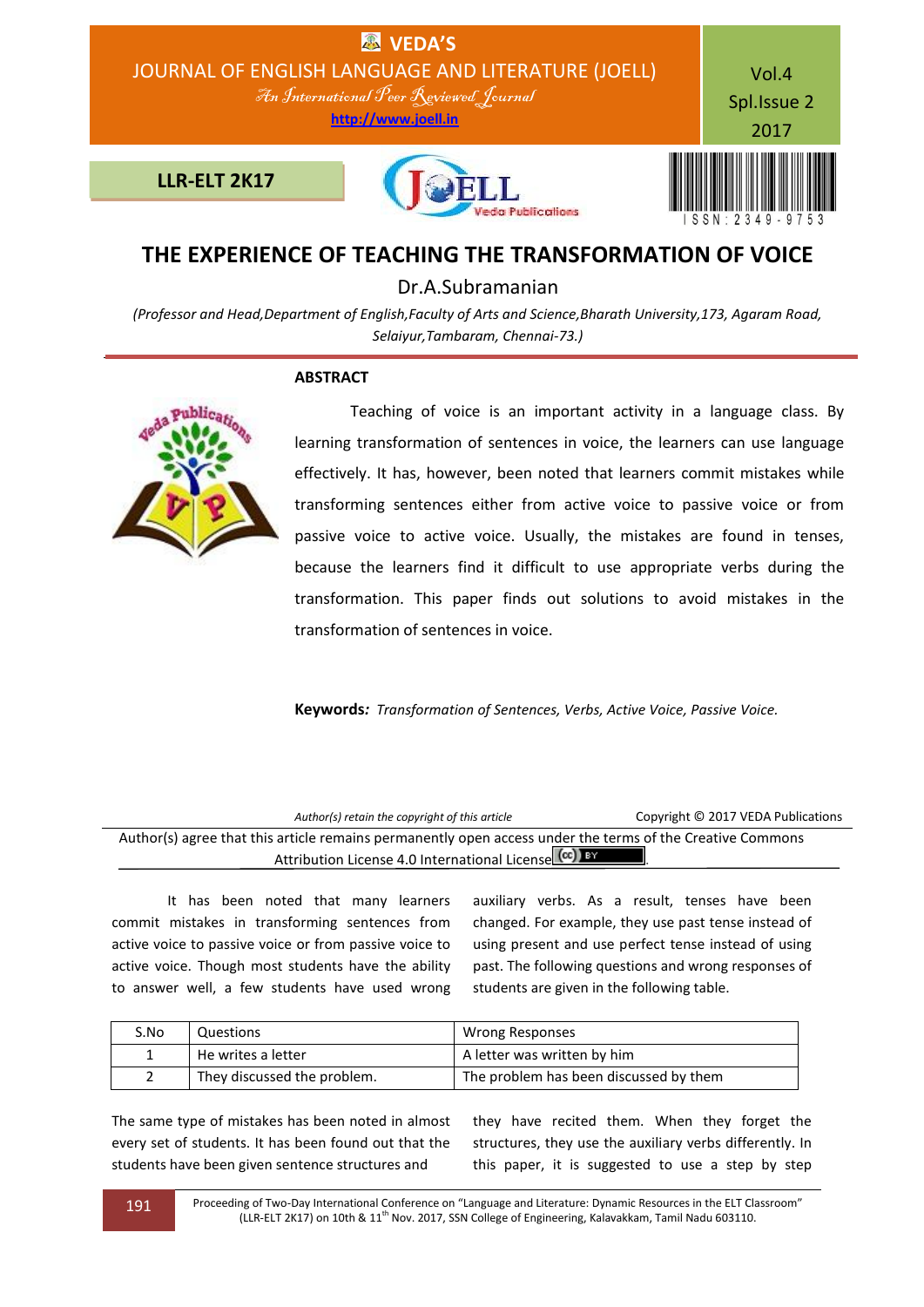# THE EXPERIENCE OF TEACHING THE TRANSFORMATION OF VOICE

Dr.A.Subramanian

*(Professor and Head,Department of English,Faculty of Arts and Science,Bharath University,173, Agaram Road, Selaiyur,Tambaram, Chennai-73.)*

## ABSTRACT

Teaching of voice is an important activity in a language class. By learning transformation of sentences in voice, the learners can use language effectively. It has, however, been noted that learners commit mistakes while transforming sentences either from active voice to passive voice or from passive voice to active voice. Usually, the mistakes are found in tenses, because the learners find it difficult to use appropriate verbs during the transformation. This paper finds out solutions to avoid mistakes in the transformation of sentences in voice.

**Keywords***: Transformation of Sentences, Verbs, Active Voice, Passive Voice.*

*Author(s) retain the copyright of this article* Copyright © 2017 VEDA Publications

Author(s) agree that this article remains permanently open access under the terms of the Creative Commons Attribution License 4.0 International License.

It has been noted that many learners commit mistakes in transforming sentences from active voice to passive voice or from passive voice to active voice. Though most students have the ability to answer well, a few students have used wrong auxiliary verbs. As a result, tenses have been changed. For example, they use past tense instead of using present and use perfect tense instead of using past. The following questions and wrong responses of students are given in the following table.

| S.No | Questions | Wrong Responses |
|---|---|---|
| 1 | He writes a letter | A letter was written by him |
| 2 | They discussed the problem. | The problem has been discussed by them |

The same type of mistakes has been noted in almost every set of students. It has been found out that the students have been given sentence structures and they have recited them. When they forget the structures, they use the auxiliary verbs differently. In this paper, it is suggested to use a step by step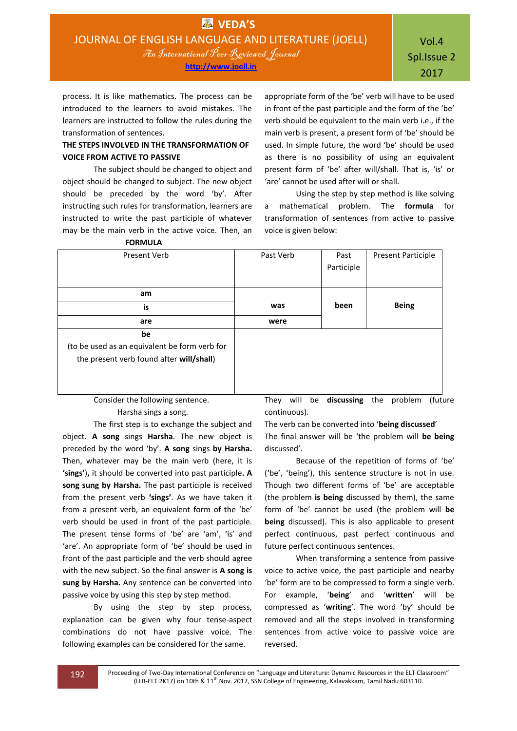process. It is like mathematics. The process can be introduced to the learners to avoid mistakes. The learners are instructed to follow the rules during the transformation of sentences.

**THE STEPS INVOLVED IN THE TRANSFORMATION OF VOICE FROM ACTIVE TO PASSIVE**

The subject should be changed to object and object should be changed to subject. The new object should be preceded by the word 'by'. After instructing such rules for transformation, learners are instructed to write the past participle of whatever may be the main verb in the active voice. Then, an appropriate form of the 'be' verb will have to be used in front of the past participle and the form of the 'be' verb should be equivalent to the main verb i.e., if the main verb is present, a present form of 'be' should be used. In simple future, the word 'be' should be used as there is no possibility of using an equivalent present form of 'be' after will/shall. That is, 'is' or 'are' cannot be used after will or shall.

Using the step by step method is like solving a mathematical problem. The **formula** for transformation of sentences from active to passive voice is given below:

**FORMULA**

| Present Verb | Past Verb | Past Participle | Present Participle |
|---|---|---|---|
| **am** | | | |
| **is** | **was** | **been** | **Being** |
| **are** | **were** | | |
| **be** (to be used as an equivalent be form verb for the present verb found after **will/shall**) | | | |

Consider the following sentence.

Harsha sings a song.

The first step is to exchange the subject and object. **A song** sings **Harsha**. The new object is preceded by the word 'by'. **A song** sings **by Harsha.** Then, whatever may be the main verb (here, it is **'sings'**)**,** it should be converted into past participle**. A song sung by Harsha.** The past participle is received from the present verb **'sings'**. As we have taken it from a present verb, an equivalent form of the 'be' verb should be used in front of the past participle. The present tense forms of 'be' are 'am', 'is' and 'are'. An appropriate form of 'be' should be used in front of the past participle and the verb should agree with the new subject. So the final answer is **A song is sung by Harsha.** Any sentence can be converted into passive voice by using this step by step method.

By using the step by step process, explanation can be given why four tense-aspect combinations do not have passive voice. The following examples can be considered for the same.

They will be **discussing** the problem (future continuous).

The verb can be converted into '**being discussed**'

The final answer will be 'the problem will **be being** discussed'.

Because of the repetition of forms of 'be' ('be', 'being'), this sentence structure is not in use. Though two different forms of 'be' are acceptable (the problem **is being** discussed by them), the same form of 'be' cannot be used (the problem will **be being** discussed). This is also applicable to present perfect continuous, past perfect continuous and future perfect continuous sentences.

When transforming a sentence from passive voice to active voice, the past participle and nearby 'be' form are to be compressed to form a single verb. For example, '**being**' and '**written**' will be compressed as '**writing**'. The word 'by' should be removed and all the steps involved in transforming sentences from active voice to passive voice are reversed.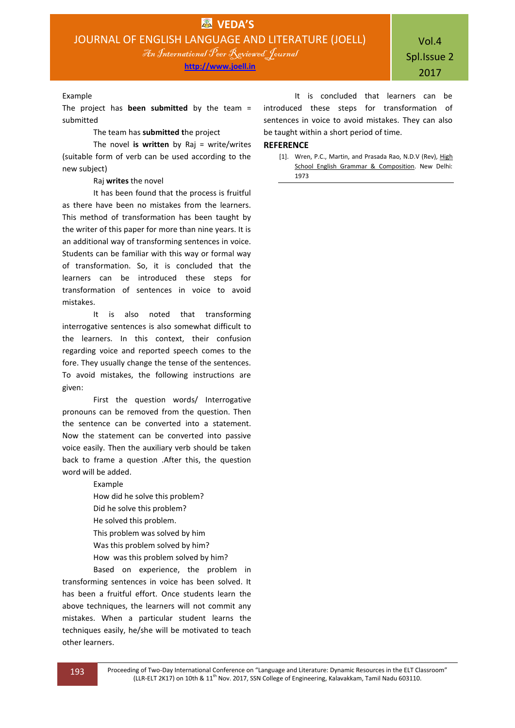Example

The project has **been submitted** by the team = submitted

The team has **submitted t**he project

The novel **is written** by Raj = write/writes (suitable form of verb can be used according to the new subject)

Raj **writes** the novel

It has been found that the process is fruitful as there have been no mistakes from the learners. This method of transformation has been taught by the writer of this paper for more than nine years. It is an additional way of transforming sentences in voice. Students can be familiar with this way or formal way of transformation. So, it is concluded that the learners can be introduced these steps for transformation of sentences in voice to avoid mistakes.

It is also noted that transforming interrogative sentences is also somewhat difficult to the learners. In this context, their confusion regarding voice and reported speech comes to the fore. They usually change the tense of the sentences. To avoid mistakes, the following instructions are given:

First the question words/ Interrogative pronouns can be removed from the question. Then the sentence can be converted into a statement. Now the statement can be converted into passive voice easily. Then the auxiliary verb should be taken back to frame a question .After this, the question word will be added.

Example

How did he solve this problem?

Did he solve this problem?

He solved this problem.

This problem was solved by him

Was this problem solved by him?

How was this problem solved by him?

Based on experience, the problem in transforming sentences in voice has been solved. It has been a fruitful effort. Once students learn the above techniques, the learners will not commit any mistakes. When a particular student learns the techniques easily, he/she will be motivated to teach other learners.

It is concluded that learners can be introduced these steps for transformation of sentences in voice to avoid mistakes. They can also be taught within a short period of time.

## REFERENCE

[1]. Wren, P.C., Martin, and Prasada Rao, N.D.V (Rev), High School English Grammar & Composition. New Delhi: 1973